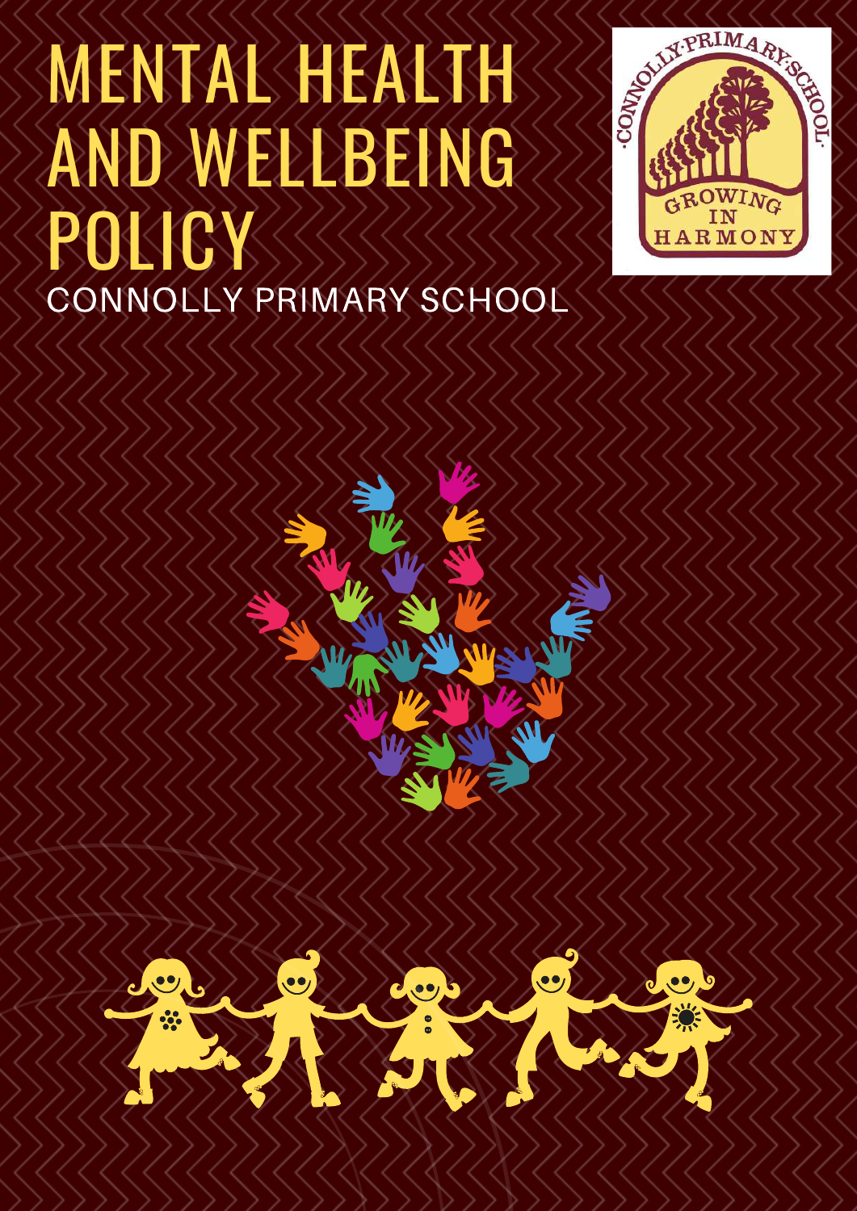# MENTAL HEALTH AND WELLBEING POLICY

CONNOLLY PRIMARY SCHOOL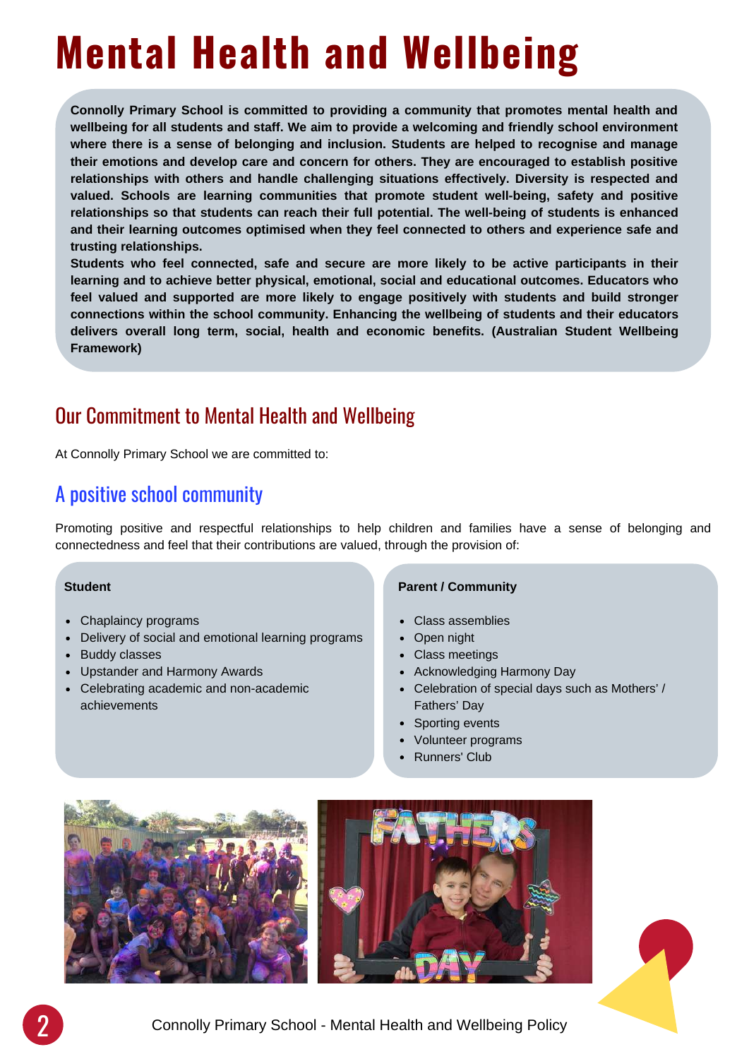# Mental Health and Wellbeing

**Connolly Primary School is committed to providing a community that promotes mental health and wellbeing for all students and staff. We aim to provide a welcoming and friendly school environment where there is a sense of belonging and inclusion. Students are helped to recognise and manage their emotions and develop care and concern for others. They are encouraged to establish positive relationships with others and handle challenging situations effectively. Diversity is respected and valued. Schools are learning communities that promote student well-being, safety and positive relationships so that students can reach their full potential. The well-being of students is enhanced and their learning outcomes optimised when they feel connected to others and experience safe and trusting relationships.**

**Students who feel connected, safe and secure are more likely to be active participants in their learning and to achieve better physical, emotional, social and educational outcomes. Educators who feel valued and supported are more likely to engage positively with students and build stronger connections within the school community. Enhancing the wellbeing of students and their educators delivers overall long term, social, health and economic benefits. (Australian Student Wellbeing Framework)**

## Our Commitment to Mental Health and Wellbeing

At Connolly Primary School we are committed to:

### A positive school community

Promoting positive and respectful relationships to help children and families have a sense of belonging and connectedness and feel that their contributions are valued, through the provision of:

**Student**

- Chaplaincy programs
- Delivery of social and emotional learning programs
- Buddy classes
- Upstander and Harmony Awards
- Celebrating academic and non-academic achievements

**Parent / Community**

- Class assemblies
- Open night
- Class meetings
- Acknowledging Harmony Day
- Celebration of special days such as Mothers' / Fathers' Day
- Sporting events
- Volunteer programs
- Runners' Club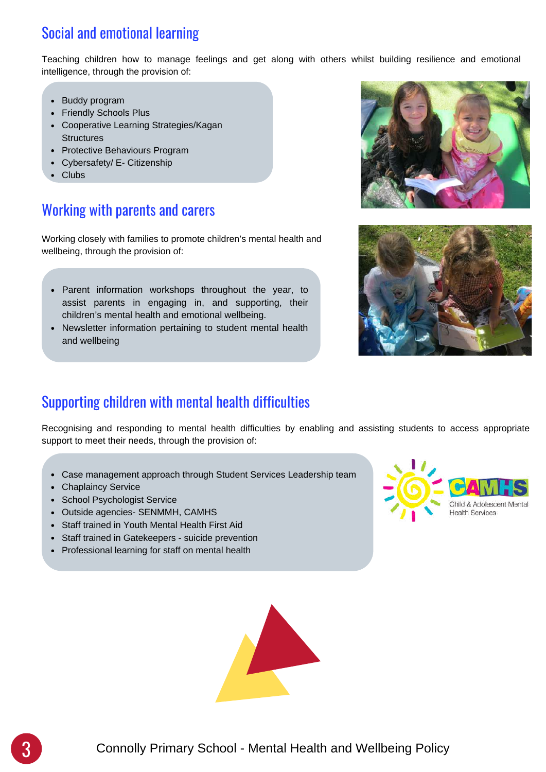## Social and emotional learning

Teaching children how to manage feelings and get along with others whilst building resilience and emotional intelligence, through the provision of:

- Buddy program
- Friendly Schools Plus
- Cooperative Learning Strategies/Kagan Structures
- Protective Behaviours Program
- Cybersafety/ E- Citizenship
- Clubs

## Working with parents and carers

Working closely with families to promote children's mental health and wellbeing, through the provision of:

- Parent information workshops throughout the year, to assist parents in engaging in, and supporting, their children's mental health and emotional wellbeing.
- Newsletter information pertaining to student mental health and wellbeing

## Supporting children with mental health difficulties

Recognising and responding to mental health difficulties by enabling and assisting students to access appropriate support to meet their needs, through the provision of:

- Case management approach through Student Services Leadership team
- Chaplaincy Service
- School Psychologist Service
- Outside agencies- SENMMH, CAMHS
- Staff trained in Youth Mental Health First Aid
- Staff trained in Gatekeepers - suicide prevention
- Professional learning for staff on mental health

CAMHS Child & Adolescent Mental Health Services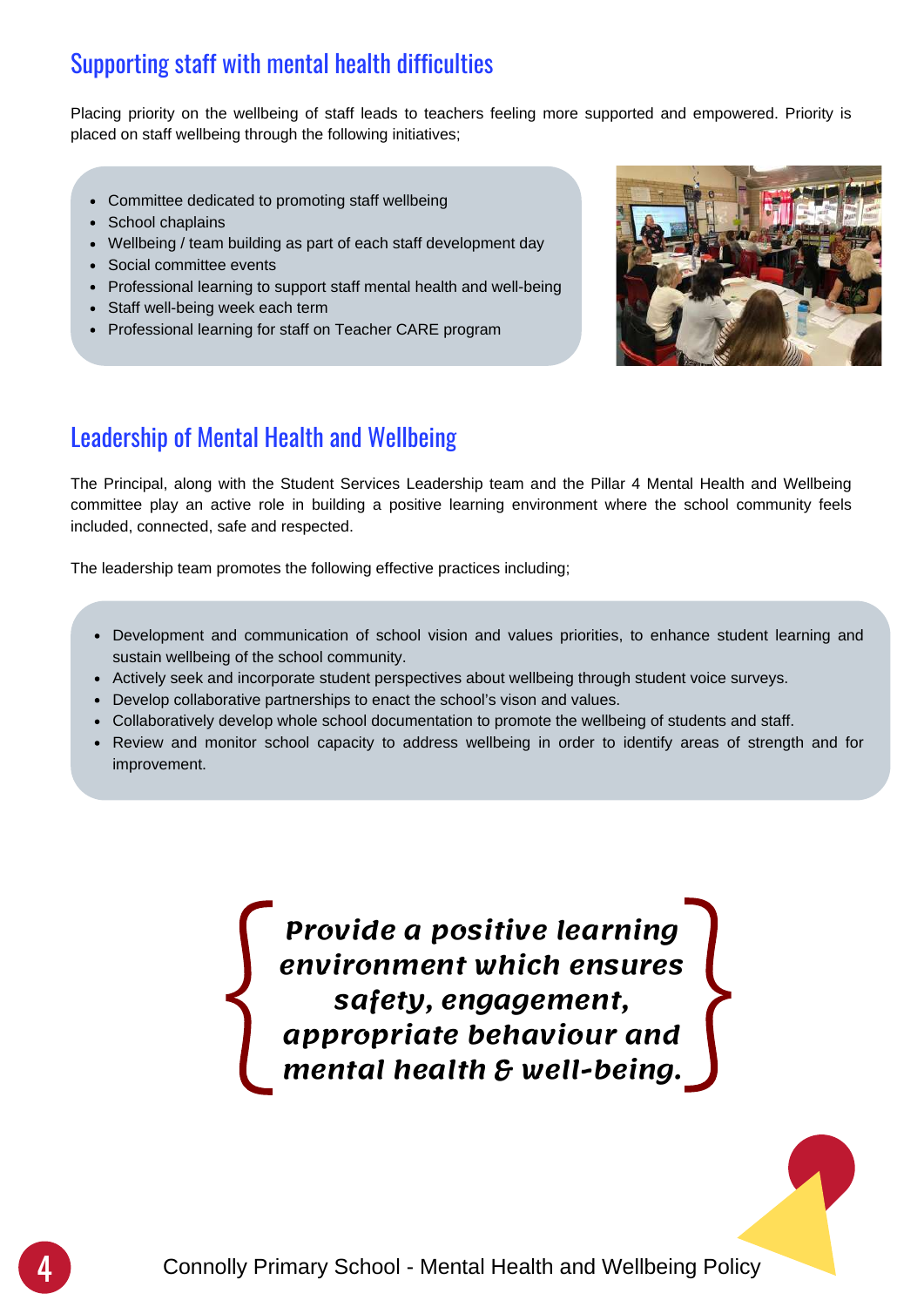## Supporting staff with mental health difficulties

Placing priority on the wellbeing of staff leads to teachers feeling more supported and empowered. Priority is placed on staff wellbeing through the following initiatives;

- Committee dedicated to promoting staff wellbeing
- School chaplains
- Wellbeing / team building as part of each staff development day
- Social committee events
- Professional learning to support staff mental health and well-being
- Staff well-being week each term
- Professional learning for staff on Teacher CARE program

## Leadership of Mental Health and Wellbeing

The Principal, along with the Student Services Leadership team and the Pillar 4 Mental Health and Wellbeing committee play an active role in building a positive learning environment where the school community feels included, connected, safe and respected.

The leadership team promotes the following effective practices including;

- Development and communication of school vision and values priorities, to enhance student learning and sustain wellbeing of the school community.
- Actively seek and incorporate student perspectives about wellbeing through student voice surveys.
- Develop collaborative partnerships to enact the school's vison and values.
- Collaboratively develop whole school documentation to promote the wellbeing of students and staff.
- Review and monitor school capacity to address wellbeing in order to identify areas of strength and for improvement.

***Provide a positive learning environment which ensures safety, engagement, appropriate behaviour and mental health & well-being.***